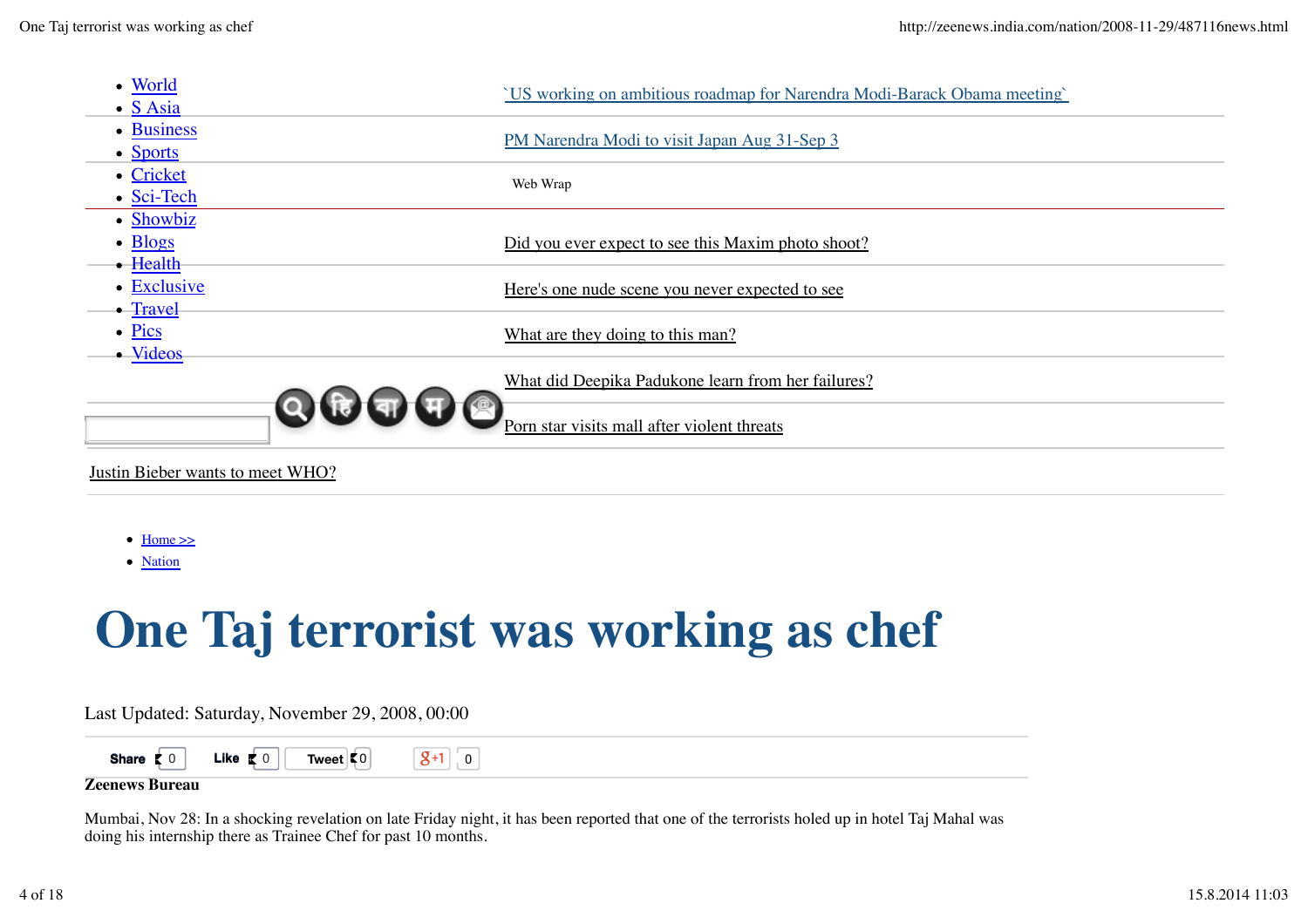- World
- S Asia
- Business
- Sports
- Cricket
- Sci-Tech
- Showbiz
- Blogs
- Health
- Exclusive
- Travel
- Pics
- Videos

`US working on ambitious roadmap for Narendra Modi-Barack Obama meeting`

PM Narendra Modi to visit Japan Aug 31-Sep 3

Web Wrap

Did you ever expect to see this Maxim photo shoot?

Here's one nude scene you never expected to see

What are they doing to this man?

What did Deepika Padukone learn from her failures?

Porn star visits mall after violent threats

Justin Bieber wants to meet WHO?

- Home >>
- Nation

# One Taj terrorist was working as chef

Last Updated: Saturday, November 29, 2008, 00:00

Share 0 Like 0 Tweet 0 +1 0

**Zeenews Bureau**

Mumbai, Nov 28: In a shocking revelation on late Friday night, it has been reported that one of the terrorists holed up in hotel Taj Mahal was doing his internship there as Trainee Chef for past 10 months.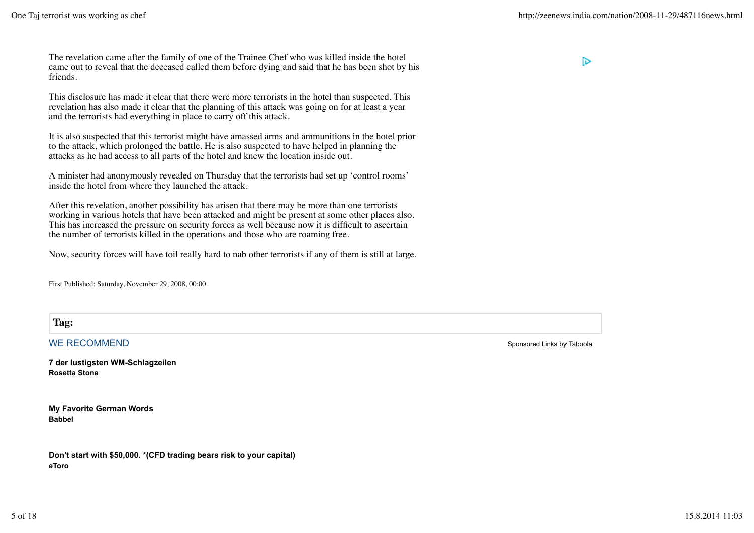The revelation came after the family of one of the Trainee Chef who was killed inside the hotel came out to reveal that the deceased called them before dying and said that he has been shot by his friends.

This disclosure has made it clear that there were more terrorists in the hotel than suspected. This revelation has also made it clear that the planning of this attack was going on for at least a year and the terrorists had everything in place to carry off this attack.

It is also suspected that this terrorist might have amassed arms and ammunitions in the hotel prior to the attack, which prolonged the battle. He is also suspected to have helped in planning the attacks as he had access to all parts of the hotel and knew the location inside out.

A minister had anonymously revealed on Thursday that the terrorists had set up 'control rooms' inside the hotel from where they launched the attack.

After this revelation, another possibility has arisen that there may be more than one terrorists working in various hotels that have been attacked and might be present at some other places also. This has increased the pressure on security forces as well because now it is difficult to ascertain the number of terrorists killed in the operations and those who are roaming free.

Now, security forces will have toil really hard to nab other terrorists if any of them is still at large.

First Published: Saturday, November 29, 2008, 00:00

**Tag:**

WE RECOMMEND

Sponsored Links by Taboola

**7 der lustigsten WM-Schlagzeilen**
**Rosetta Stone**

**My Favorite German Words**
**Babbel**

**Don't start with $50,000. *(CFD trading bears risk to your capital)**
**eToro**